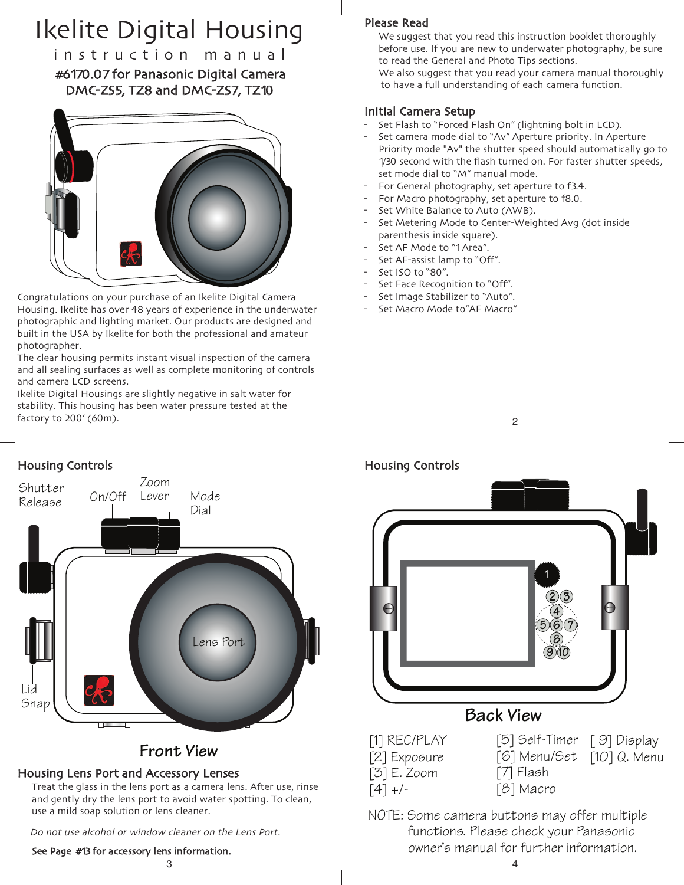# Ikelite Digital Housing

instruction manual

## #6170.07 for Panasonic Digital Camera DMC-ZS5, TZ8 and DMC-ZS7, TZ10

Congratulations on your purchase of an Ikelite Digital Camera Housing. Ikelite has over 48 years of experience in the underwater photographic and lighting market. Our products are designed and built in the USA by Ikelite for both the professional and amateur photographer.

The clear housing permits instant visual inspection of the camera and all sealing surfaces as well as complete monitoring of controls and camera LCD screens.

Ikelite Digital Housings are slightly negative in salt water for stability. This housing has been water pressure tested at the factory to 200' (60m).

## Please Read

We suggest that you read this instruction booklet thoroughly before use. If you are new to underwater photography, be sure to read the General and Photo Tips sections.

We also suggest that you read your camera manual thoroughly to have a full understanding of each camera function.

## Initial Camera Setup

- Set Flash to "Forced Flash On" (lightning bolt in LCD).
- Set camera mode dial to "Av" Aperture priority. In Aperture Priority mode "Av" the shutter speed should automatically go to 1/30 second with the flash turned on. For faster shutter speeds, set mode dial to "M" manual mode.
- For General photography, set aperture to f3.4.
- For Macro photography, set aperture to f8.0.
- Set White Balance to Auto (AWB).
- Set Metering Mode to Center-Weighted Avg (dot inside parenthesis inside square).
- Set AF Mode to "1 Area".
- Set AF-assist lamp to "Off".
- Set ISO to "80".
- Set Face Recognition to "Off".
- Set Image Stabilizer to "Auto".
- Set Macro Mode to"AF Macro"

## Housing Controls

Shutter Release, On/Off, Zoom Lever, Mode Dial, Lens Port, Lid Snap

**Front View**

## Housing Lens Port and Accessory Lenses

Treat the glass in the lens port as a camera lens. After use, rinse and gently dry the lens port to avoid water spotting. To clean, use a mild soap solution or lens cleaner.

*Do not use alcohol or window cleaner on the Lens Port.*

**See Page #13 for accessory lens information.**

## Housing Controls

**Back View**

[1] REC/PLAY
[2] Exposure
[3] E. Zoom
[4] +/-
[5] Self-Timer
[6] Menu/Set
[7] Flash
[8] Macro
[9] Display
[10] Q. Menu

NOTE: Some camera buttons may offer multiple functions. Please check your Panasonic owner's manual for further information.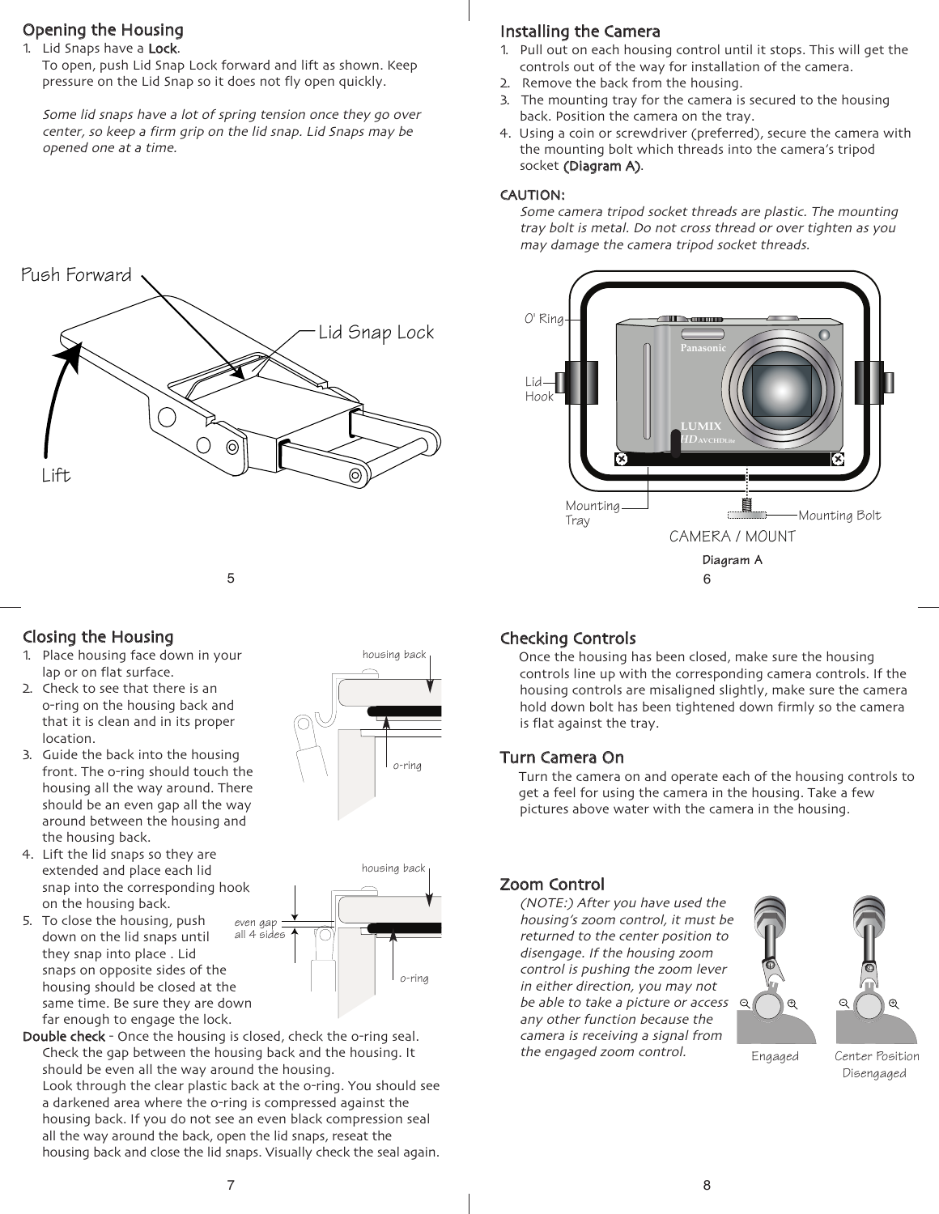## Opening the Housing

1. Lid Snaps have a **Lock**.
   To open, push Lid Snap Lock forward and lift as shown. Keep pressure on the Lid Snap so it does not fly open quickly.

   *Some lid snaps have a lot of spring tension once they go over center, so keep a firm grip on the lid snap. Lid Snaps may be opened one at a time.*

Push Forward

Lid Snap Lock

Lift

## Installing the Camera

1. Pull out on each housing control until it stops. This will get the controls out of the way for installation of the camera.
2. Remove the back from the housing.
3. The mounting tray for the camera is secured to the housing back. Position the camera on the tray.
4. Using a coin or screwdriver (preferred), secure the camera with the mounting bolt which threads into the camera's tripod socket **(Diagram A)**.

**CAUTION:**
*Some camera tripod socket threads are plastic. The mounting tray bolt is metal. Do not cross thread or over tighten as you may damage the camera tripod socket threads.*

O' Ring

Lid Hook

Mounting Tray

Mounting Bolt

CAMERA / MOUNT

**Diagram A**

## Closing the Housing

1. Place housing face down in your lap or on flat surface.
2. Check to see that there is an o-ring on the housing back and that it is clean and in its proper location.
3. Guide the back into the housing front. The o-ring should touch the housing all the way around. There should be an even gap all the way around between the housing and the housing back.
4. Lift the lid snaps so they are extended and place each lid snap into the corresponding hook on the housing back.
5. To close the housing, push down on the lid snaps until they snap into place . Lid snaps on opposite sides of the housing should be closed at the same time. Be sure they are down far enough to engage the lock.

housing back

o-ring

housing back

even gap all 4 sides

o-ring

**Double check** - Once the housing is closed, check the o-ring seal. Check the gap between the housing back and the housing. It should be even all the way around the housing.
Look through the clear plastic back at the o-ring. You should see a darkened area where the o-ring is compressed against the housing back. If you do not see an even black compression seal all the way around the back, open the lid snaps, reseat the housing back and close the lid snaps. Visually check the seal again.

## Checking Controls

Once the housing has been closed, make sure the housing controls line up with the corresponding camera controls. If the housing controls are misaligned slightly, make sure the camera hold down bolt has been tightened down firmly so the camera is flat against the tray.

## Turn Camera On

Turn the camera on and operate each of the housing controls to get a feel for using the camera in the housing. Take a few pictures above water with the camera in the housing.

## Zoom Control

*(NOTE:) After you have used the housing's zoom control, it must be returned to the center position to disengage. If the housing zoom control is pushing the zoom lever in either direction, you may not be able to take a picture or access any other function because the camera is receiving a signal from the engaged zoom control.*

Engaged

Center Position Disengaged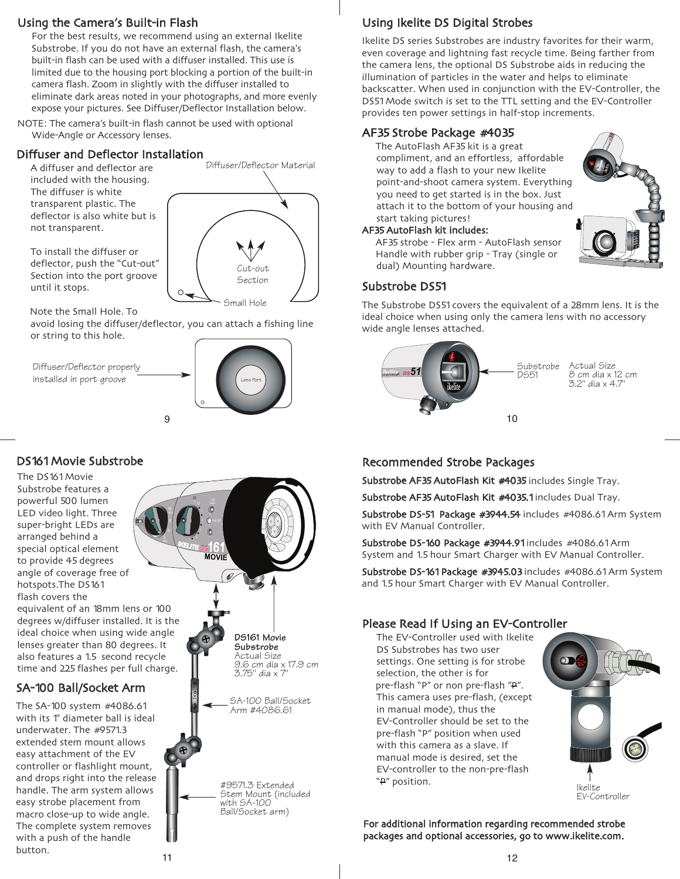## Using the Camera's Built-in Flash

For the best results, we recommend using an external Ikelite Substrobe. If you do not have an external flash, the camera's built-in flash can be used with a diffuser installed. This use is limited due to the housing port blocking a portion of the built-in camera flash. Zoom in slightly with the diffuser installed to eliminate dark areas noted in your photographs, and more evenly expose your pictures. See Diffuser/Deflector Installation below.

NOTE: The camera's built-in flash cannot be used with optional Wide-Angle or Accessory lenses.

## Diffuser and Deflector Installation

A diffuser and deflector are included with the housing. The diffuser is white transparent plastic. The deflector is also white but is not transparent.

To install the diffuser or deflector, push the "Cut-out" Section into the port groove until it stops.

Diffuser/Deflector Material

Cut-out Section

Small Hole

Note the Small Hole. To avoid losing the diffuser/deflector, you can attach a fishing line or string to this hole.

Diffuser/Deflector properly installed in port groove

Lens Port

## Using Ikelite DS Digital Strobes

Ikelite DS series Substrobes are industry favorites for their warm, even coverage and lightning fast recycle time. Being farther from the camera lens, the optional DS Substrobe aids in reducing the illumination of particles in the water and helps to eliminate backscatter. When used in conjunction with the EV-Controller, the DS51 Mode switch is set to the TTL setting and the EV-Controller provides ten power settings in half-stop increments.

## AF35 Strobe Package #4035

The AutoFlash AF35 kit is a great compliment, and an effortless, affordable way to add a flash to your new Ikelite point-and-shoot camera system. Everything you need to get started is in the box. Just attach it to the bottom of your housing and start taking pictures!

**AF35 AutoFlash kit includes:**

AF35 strobe - Flex arm - AutoFlash sensor Handle with rubber grip - Tray (single or dual) Mounting hardware.

## Substrobe DS51

The Substrobe DS51 covers the equivalent of a 28mm lens. It is the ideal choice when using only the camera lens with no accessory wide angle lenses attached.

Substrobe DS51

Actual Size
8 cm dia x 12 cm
3.2" dia x 4.7"

## DS161 Movie Substrobe

The DS161 Movie Substrobe features a powerful 500 lumen LED video light. Three super-bright LEDs are arranged behind a special optical element to provide 45 degrees angle of coverage free of hotspots. The DS161 flash covers the equivalent of an 18mm lens or 100 degrees w/diffuser installed. It is the ideal choice when using wide angle lenses greater than 80 degrees. It also features a 1.5 second recycle time and 225 flashes per full charge.

**DS161 Movie Substrobe**
Actual Size
9.6 cm dia x 17.9 cm
3.75" dia x 7"

## SA-100 Ball/Socket Arm

The SA-100 system #4086.61 with its 1" diameter ball is ideal underwater. The #9571.3 extended stem mount allows easy attachment of the EV controller or flashlight mount, and drops right into the release handle. The arm system allows easy strobe placement from macro close-up to wide angle. The complete system removes with a push of the handle button.

SA-100 Ball/Socket Arm #4086.61

#9571.3 Extended Stem Mount (included with SA-100 Ball/Socket arm)

## Recommended Strobe Packages

**Substrobe AF35 AutoFlash Kit #4035** includes Single Tray.

**Substrobe AF35 AutoFlash Kit #4035.1** includes Dual Tray.

**Substrobe DS-51 Package #3944.54** includes #4086.61 Arm System with EV Manual Controller.

**Substrobe DS-160 Package #3944.91** includes #4086.61 Arm System and 1.5 hour Smart Charger with EV Manual Controller.

**Substrobe DS-161 Package #3945.03** includes #4086.61 Arm System and 1.5 hour Smart Charger with EV Manual Controller.

## Please Read If Using an EV-Controller

The EV-Controller used with Ikelite DS Substrobes has two user settings. One setting is for strobe selection, the other is for pre-flash "P" or non pre-flash "P̶". This camera uses pre-flash, (except in manual mode), thus the EV-Controller should be set to the pre-flash "P" position when used with this camera as a slave. If manual mode is desired, set the EV-controller to the non-pre-flash "P̶" position.

Ikelite EV-Controller

**For additional information regarding recommended strobe packages and optional accessories, go to www.ikelite.com.**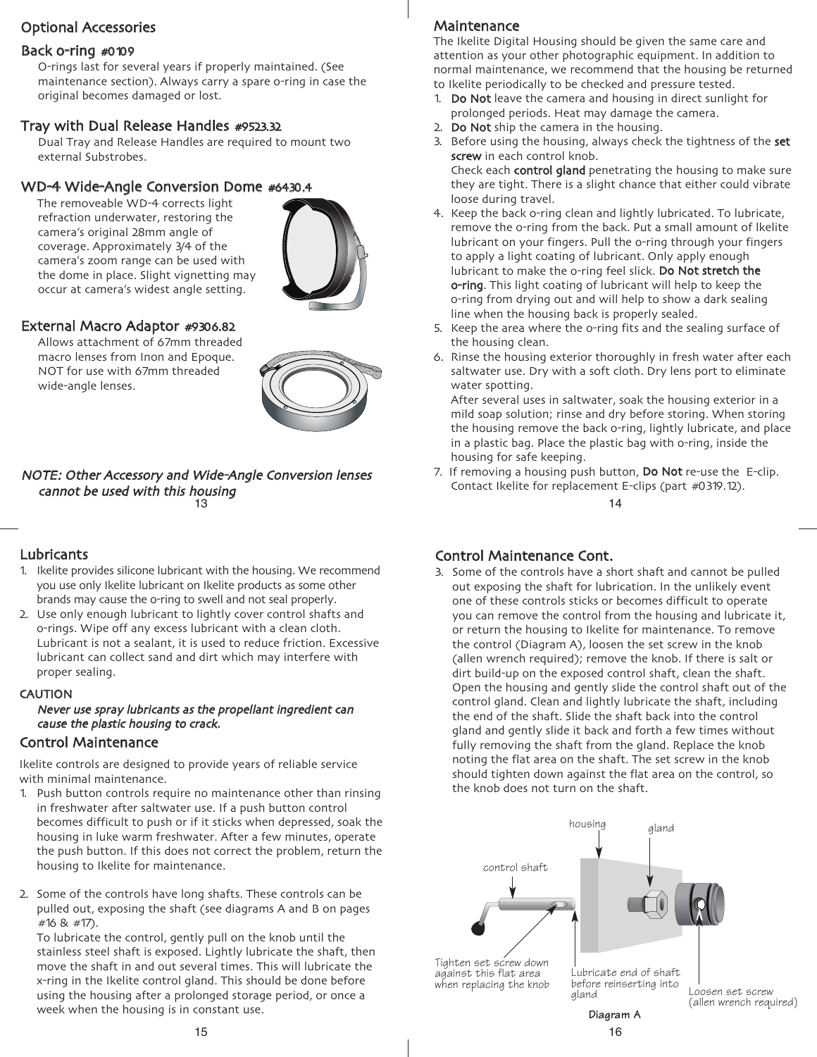## Optional Accessories

### Back o-ring #0109

O-rings last for several years if properly maintained. (See maintenance section). Always carry a spare o-ring in case the original becomes damaged or lost.

### Tray with Dual Release Handles #9523.32

Dual Tray and Release Handles are required to mount two external Substrobes.

### WD-4 Wide-Angle Conversion Dome #6430.4

The removeable WD-4 corrects light refraction underwater, restoring the camera's original 28mm angle of coverage. Approximately 3/4 of the camera's zoom range can be used with the dome in place. Slight vignetting may occur at camera's widest angle setting.

### External Macro Adaptor #9306.82

Allows attachment of 67mm threaded macro lenses from Inon and Epoque. NOT for use with 67mm threaded wide-angle lenses.

*NOTE: Other Accessory and Wide-Angle Conversion lenses cannot be used with this housing*

## Maintenance

The Ikelite Digital Housing should be given the same care and attention as your other photographic equipment. In addition to normal maintenance, we recommend that the housing be returned to Ikelite periodically to be checked and pressure tested.

1. **Do Not** leave the camera and housing in direct sunlight for prolonged periods. Heat may damage the camera.
2. **Do Not** ship the camera in the housing.
3. Before using the housing, always check the tightness of the **set screw** in each control knob.
   Check each **control gland** penetrating the housing to make sure they are tight. There is a slight chance that either could vibrate loose during travel.
4. Keep the back o-ring clean and lightly lubricated. To lubricate, remove the o-ring from the back. Put a small amount of Ikelite lubricant on your fingers. Pull the o-ring through your fingers to apply a light coating of lubricant. Only apply enough lubricant to make the o-ring feel slick. **Do Not stretch the o-ring**. This light coating of lubricant will help to keep the o-ring from drying out and will help to show a dark sealing line when the housing back is properly sealed.
5. Keep the area where the o-ring fits and the sealing surface of the housing clean.
6. Rinse the housing exterior thoroughly in fresh water after each saltwater use. Dry with a soft cloth. Dry lens port to eliminate water spotting.
   After several uses in saltwater, soak the housing exterior in a mild soap solution; rinse and dry before storing. When storing the housing remove the back o-ring, lightly lubricate, and place in a plastic bag. Place the plastic bag with o-ring, inside the housing for safe keeping.
7. If removing a housing push button, **Do Not** re-use the E-clip. Contact Ikelite for replacement E-clips (part #0319.12).

## Lubricants

1. Ikelite provides silicone lubricant with the housing. We recommend you use only Ikelite lubricant on Ikelite products as some other brands may cause the o-ring to swell and not seal properly.
2. Use only enough lubricant to lightly cover control shafts and o-rings. Wipe off any excess lubricant with a clean cloth. Lubricant is not a sealant, it is used to reduce friction. Excessive lubricant can collect sand and dirt which may interfere with proper sealing.

**CAUTION**

***Never use spray lubricants as the propellant ingredient can cause the plastic housing to crack.***

## Control Maintenance

Ikelite controls are designed to provide years of reliable service with minimal maintenance.

1. Push button controls require no maintenance other than rinsing in freshwater after saltwater use. If a push button control becomes difficult to push or if it sticks when depressed, soak the housing in luke warm freshwater. After a few minutes, operate the push button. If this does not correct the problem, return the housing to Ikelite for maintenance.

2. Some of the controls have long shafts. These controls can be pulled out, exposing the shaft (see diagrams A and B on pages #16 & #17).
   To lubricate the control, gently pull on the knob until the stainless steel shaft is exposed. Lightly lubricate the shaft, then move the shaft in and out several times. This will lubricate the x-ring in the Ikelite control gland. This should be done before using the housing after a prolonged storage period, or once a week when the housing is in constant use.

## Control Maintenance Cont.

3. Some of the controls have a short shaft and cannot be pulled out exposing the shaft for lubrication. In the unlikely event one of these controls sticks or becomes difficult to operate you can remove the control from the housing and lubricate it, or return the housing to Ikelite for maintenance. To remove the control (Diagram A), loosen the set screw in the knob (allen wrench required); remove the knob. If there is salt or dirt build-up on the exposed control shaft, clean the shaft. Open the housing and gently slide the control shaft out of the control gland. Clean and lightly lubricate the shaft, including the end of the shaft. Slide the shaft back into the control gland and gently slide it back and forth a few times without fully removing the shaft from the gland. Replace the knob noting the flat area on the shaft. The set screw in the knob should tighten down against the flat area on the control, so the knob does not turn on the shaft.

housing — gland — control shaft

Tighten set screw down against this flat area when replacing the knob

Lubricate end of shaft before reinserting into gland

Loosen set screw (allen wrench required)

**Diagram A**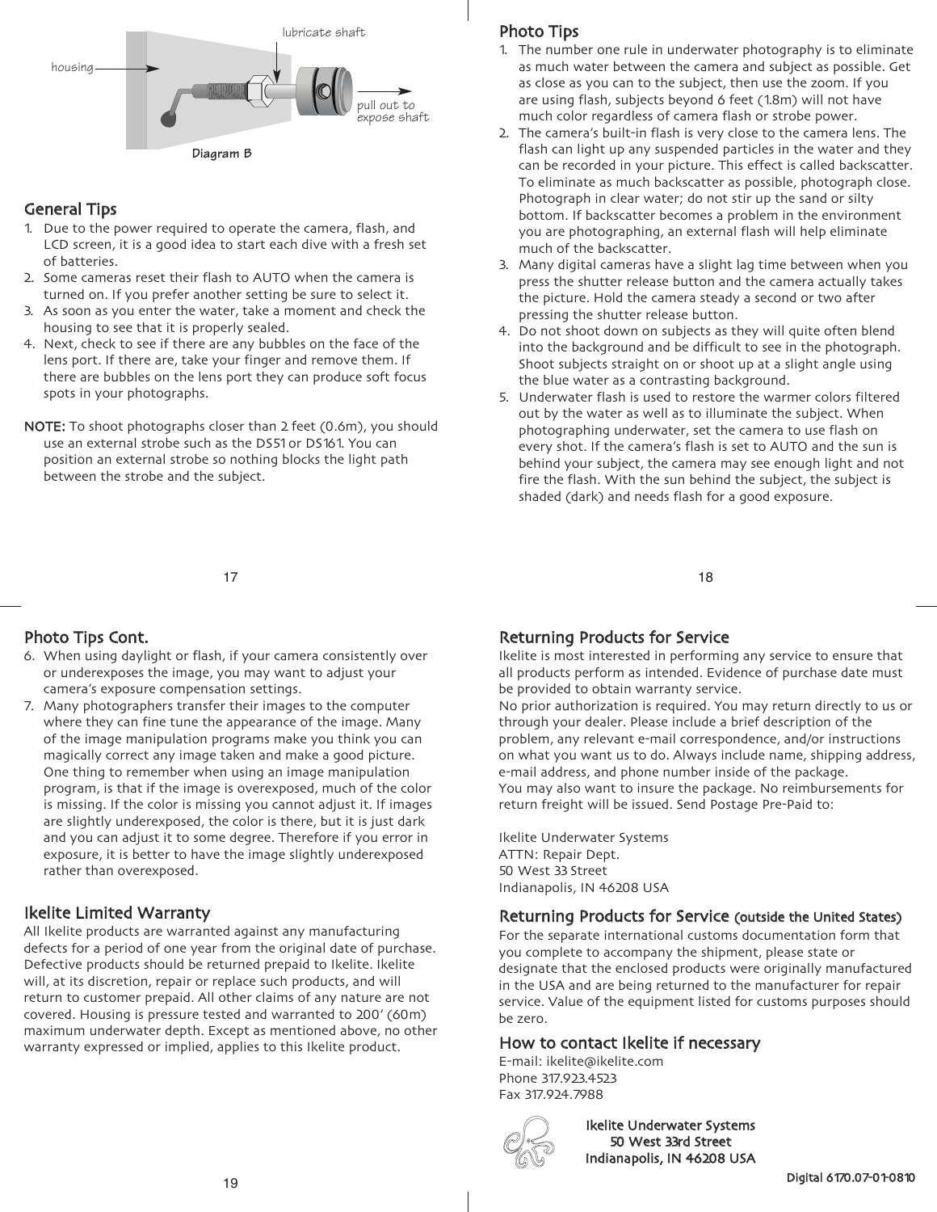lubricate shaft

housing

pull out to expose shaft

Diagram B

## General Tips

1. Due to the power required to operate the camera, flash, and LCD screen, it is a good idea to start each dive with a fresh set of batteries.
2. Some cameras reset their flash to AUTO when the camera is turned on. If you prefer another setting be sure to select it.
3. As soon as you enter the water, take a moment and check the housing to see that it is properly sealed.
4. Next, check to see if there are any bubbles on the face of the lens port. If there are, take your finger and remove them. If there are bubbles on the lens port they can produce soft focus spots in your photographs.

**NOTE:** To shoot photographs closer than 2 feet (0.6m), you should use an external strobe such as the DS51 or DS161. You can position an external strobe so nothing blocks the light path between the strobe and the subject.

## Photo Tips

1. The number one rule in underwater photography is to eliminate as much water between the camera and subject as possible. Get as close as you can to the subject, then use the zoom. If you are using flash, subjects beyond 6 feet (1.8m) will not have much color regardless of camera flash or strobe power.
2. The camera's built-in flash is very close to the camera lens. The flash can light up any suspended particles in the water and they can be recorded in your picture. This effect is called backscatter. To eliminate as much backscatter as possible, photograph close. Photograph in clear water; do not stir up the sand or silty bottom. If backscatter becomes a problem in the environment you are photographing, an external flash will help eliminate much of the backscatter.
3. Many digital cameras have a slight lag time between when you press the shutter release button and the camera actually takes the picture. Hold the camera steady a second or two after pressing the shutter release button.
4. Do not shoot down on subjects as they will quite often blend into the background and be difficult to see in the photograph. Shoot subjects straight on or shoot up at a slight angle using the blue water as a contrasting background.
5. Underwater flash is used to restore the warmer colors filtered out by the water as well as to illuminate the subject. When photographing underwater, set the camera to use flash on every shot. If the camera's flash is set to AUTO and the sun is behind your subject, the camera may see enough light and not fire the flash. With the sun behind the subject, the subject is shaded (dark) and needs flash for a good exposure.

## Photo Tips Cont.

6. When using daylight or flash, if your camera consistently over or underexposes the image, you may want to adjust your camera's exposure compensation settings.
7. Many photographers transfer their images to the computer where they can fine tune the appearance of the image. Many of the image manipulation programs make you think you can magically correct any image taken and make a good picture. One thing to remember when using an image manipulation program, is that if the image is overexposed, much of the color is missing. If the color is missing you cannot adjust it. If images are slightly underexposed, the color is there, but it is just dark and you can adjust it to some degree. Therefore if you error in exposure, it is better to have the image slightly underexposed rather than overexposed.

## Ikelite Limited Warranty

All Ikelite products are warranted against any manufacturing defects for a period of one year from the original date of purchase. Defective products should be returned prepaid to Ikelite. Ikelite will, at its discretion, repair or replace such products, and will return to customer prepaid. All other claims of any nature are not covered. Housing is pressure tested and warranted to 200' (60m) maximum underwater depth. Except as mentioned above, no other warranty expressed or implied, applies to this Ikelite product.

## Returning Products for Service

Ikelite is most interested in performing any service to ensure that all products perform as intended. Evidence of purchase date must be provided to obtain warranty service.

No prior authorization is required. You may return directly to us or through your dealer. Please include a brief description of the problem, any relevant e-mail correspondence, and/or instructions on what you want us to do. Always include name, shipping address, e-mail address, and phone number inside of the package.

You may also want to insure the package. No reimbursements for return freight will be issued. Send Postage Pre-Paid to:

Ikelite Underwater Systems
ATTN: Repair Dept.
50 West 33 Street
Indianapolis, IN 46208 USA

## Returning Products for Service (outside the United States)

For the separate international customs documentation form that you complete to accompany the shipment, please state or designate that the enclosed products were originally manufactured in the USA and are being returned to the manufacturer for repair service. Value of the equipment listed for customs purposes should be zero.

## How to contact Ikelite if necessary

E-mail: ikelite@ikelite.com
Phone 317.923.4523
Fax 317.924.7988

**Ikelite Underwater Systems**
**50 West 33rd Street**
**Indianapolis, IN 46208 USA**

Digital 6170.07-01-0810